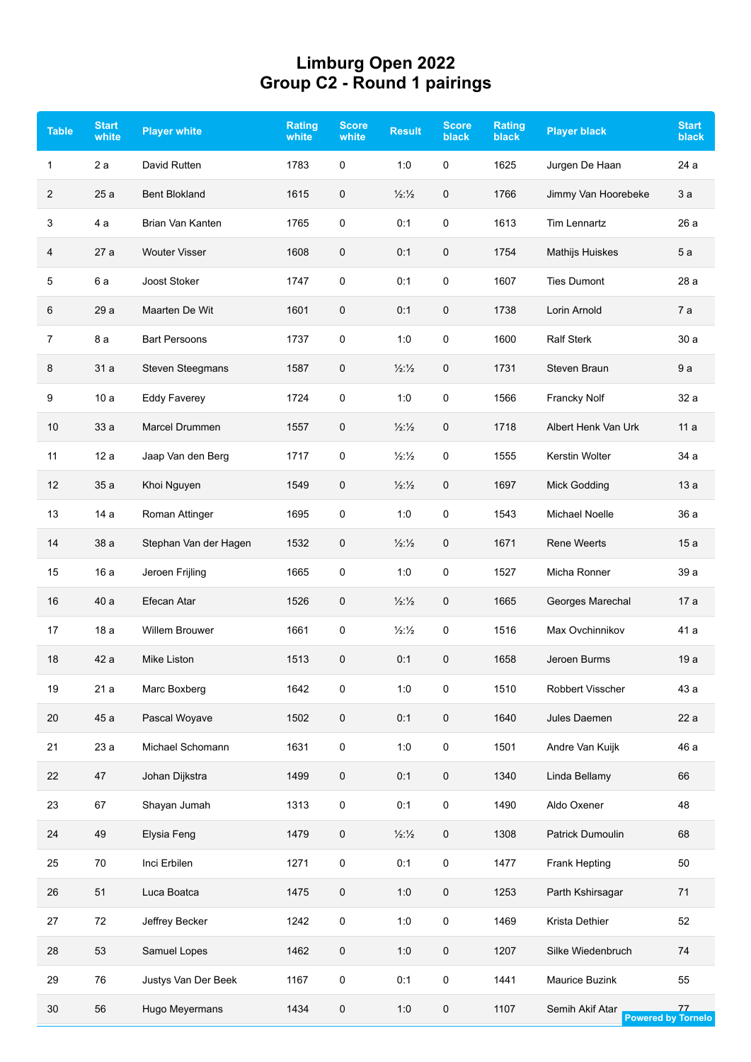# Limburg Open 2022
## Group C2 - Round 1 pairings

| Table | Start white | Player white | Rating white | Score white | Result | Score black | Rating black | Player black | Start black |
|---|---|---|---|---|---|---|---|---|---|
| 1 | 2 a | David Rutten | 1783 | 0 | 1:0 | 0 | 1625 | Jurgen De Haan | 24 a |
| 2 | 25 a | Bent Blokland | 1615 | 0 | ½:½ | 0 | 1766 | Jimmy Van Hoorebeke | 3 a |
| 3 | 4 a | Brian Van Kanten | 1765 | 0 | 0:1 | 0 | 1613 | Tim Lennartz | 26 a |
| 4 | 27 a | Wouter Visser | 1608 | 0 | 0:1 | 0 | 1754 | Mathijs Huiskes | 5 a |
| 5 | 6 a | Joost Stoker | 1747 | 0 | 0:1 | 0 | 1607 | Ties Dumont | 28 a |
| 6 | 29 a | Maarten De Wit | 1601 | 0 | 0:1 | 0 | 1738 | Lorin Arnold | 7 a |
| 7 | 8 a | Bart Persoons | 1737 | 0 | 1:0 | 0 | 1600 | Ralf Sterk | 30 a |
| 8 | 31 a | Steven Steegmans | 1587 | 0 | ½:½ | 0 | 1731 | Steven Braun | 9 a |
| 9 | 10 a | Eddy Faverey | 1724 | 0 | 1:0 | 0 | 1566 | Francky Nolf | 32 a |
| 10 | 33 a | Marcel Drummen | 1557 | 0 | ½:½ | 0 | 1718 | Albert Henk Van Urk | 11 a |
| 11 | 12 a | Jaap Van den Berg | 1717 | 0 | ½:½ | 0 | 1555 | Kerstin Wolter | 34 a |
| 12 | 35 a | Khoi Nguyen | 1549 | 0 | ½:½ | 0 | 1697 | Mick Godding | 13 a |
| 13 | 14 a | Roman Attinger | 1695 | 0 | 1:0 | 0 | 1543 | Michael Noelle | 36 a |
| 14 | 38 a | Stephan Van der Hagen | 1532 | 0 | ½:½ | 0 | 1671 | Rene Weerts | 15 a |
| 15 | 16 a | Jeroen Frijling | 1665 | 0 | 1:0 | 0 | 1527 | Micha Ronner | 39 a |
| 16 | 40 a | Efecan Atar | 1526 | 0 | ½:½ | 0 | 1665 | Georges Marechal | 17 a |
| 17 | 18 a | Willem Brouwer | 1661 | 0 | ½:½ | 0 | 1516 | Max Ovchinnikov | 41 a |
| 18 | 42 a | Mike Liston | 1513 | 0 | 0:1 | 0 | 1658 | Jeroen Burms | 19 a |
| 19 | 21 a | Marc Boxberg | 1642 | 0 | 1:0 | 0 | 1510 | Robbert Visscher | 43 a |
| 20 | 45 a | Pascal Woyave | 1502 | 0 | 0:1 | 0 | 1640 | Jules Daemen | 22 a |
| 21 | 23 a | Michael Schomann | 1631 | 0 | 1:0 | 0 | 1501 | Andre Van Kuijk | 46 a |
| 22 | 47 | Johan Dijkstra | 1499 | 0 | 0:1 | 0 | 1340 | Linda Bellamy | 66 |
| 23 | 67 | Shayan Jumah | 1313 | 0 | 0:1 | 0 | 1490 | Aldo Oxener | 48 |
| 24 | 49 | Elysia Feng | 1479 | 0 | ½:½ | 0 | 1308 | Patrick Dumoulin | 68 |
| 25 | 70 | Inci Erbilen | 1271 | 0 | 0:1 | 0 | 1477 | Frank Hepting | 50 |
| 26 | 51 | Luca Boatca | 1475 | 0 | 1:0 | 0 | 1253 | Parth Kshirsagar | 71 |
| 27 | 72 | Jeffrey Becker | 1242 | 0 | 1:0 | 0 | 1469 | Krista Dethier | 52 |
| 28 | 53 | Samuel Lopes | 1462 | 0 | 1:0 | 0 | 1207 | Silke Wiedenbruch | 74 |
| 29 | 76 | Justys Van Der Beek | 1167 | 0 | 0:1 | 0 | 1441 | Maurice Buzink | 55 |
| 30 | 56 | Hugo Meyermans | 1434 | 0 | 1:0 | 0 | 1107 | Semih Akif Atar | 77 |

Powered by Tornelo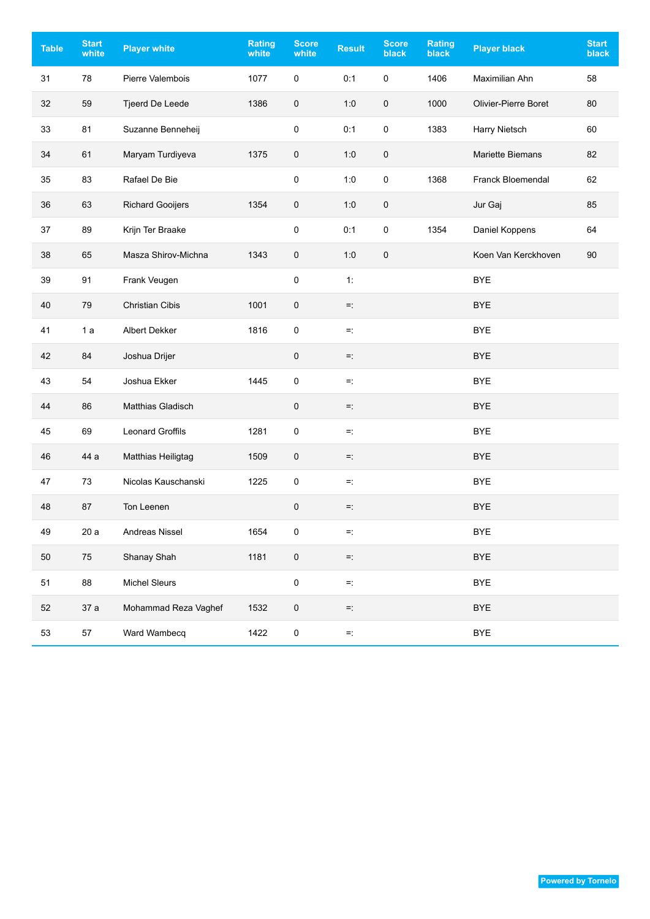| Table | Start white | Player white | Rating white | Score white | Result | Score black | Rating black | Player black | Start black |
|---|---|---|---|---|---|---|---|---|---|
| 31 | 78 | Pierre Valembois | 1077 | 0 | 0:1 | 0 | 1406 | Maximilian Ahn | 58 |
| 32 | 59 | Tjeerd De Leede | 1386 | 0 | 1:0 | 0 | 1000 | Olivier-Pierre Boret | 80 |
| 33 | 81 | Suzanne Benneheij | | 0 | 0:1 | 0 | 1383 | Harry Nietsch | 60 |
| 34 | 61 | Maryam Turdiyeva | 1375 | 0 | 1:0 | 0 | | Mariette Biemans | 82 |
| 35 | 83 | Rafael De Bie | | 0 | 1:0 | 0 | 1368 | Franck Bloemendal | 62 |
| 36 | 63 | Richard Gooijers | 1354 | 0 | 1:0 | 0 | | Jur Gaj | 85 |
| 37 | 89 | Krijn Ter Braake | | 0 | 0:1 | 0 | 1354 | Daniel Koppens | 64 |
| 38 | 65 | Masza Shirov-Michna | 1343 | 0 | 1:0 | 0 | | Koen Van Kerckhoven | 90 |
| 39 | 91 | Frank Veugen | | 0 | 1: | | | BYE | |
| 40 | 79 | Christian Cibis | 1001 | 0 | =: | | | BYE | |
| 41 | 1 a | Albert Dekker | 1816 | 0 | =: | | | BYE | |
| 42 | 84 | Joshua Drijer | | 0 | =: | | | BYE | |
| 43 | 54 | Joshua Ekker | 1445 | 0 | =: | | | BYE | |
| 44 | 86 | Matthias Gladisch | | 0 | =: | | | BYE | |
| 45 | 69 | Leonard Groffils | 1281 | 0 | =: | | | BYE | |
| 46 | 44 a | Matthias Heiligtag | 1509 | 0 | =: | | | BYE | |
| 47 | 73 | Nicolas Kauschanski | 1225 | 0 | =: | | | BYE | |
| 48 | 87 | Ton Leenen | | 0 | =: | | | BYE | |
| 49 | 20 a | Andreas Nissel | 1654 | 0 | =: | | | BYE | |
| 50 | 75 | Shanay Shah | 1181 | 0 | =: | | | BYE | |
| 51 | 88 | Michel Sleurs | | 0 | =: | | | BYE | |
| 52 | 37 a | Mohammad Reza Vaghef | 1532 | 0 | =: | | | BYE | |
| 53 | 57 | Ward Wambecq | 1422 | 0 | =: | | | BYE | |

Powered by Tornelo